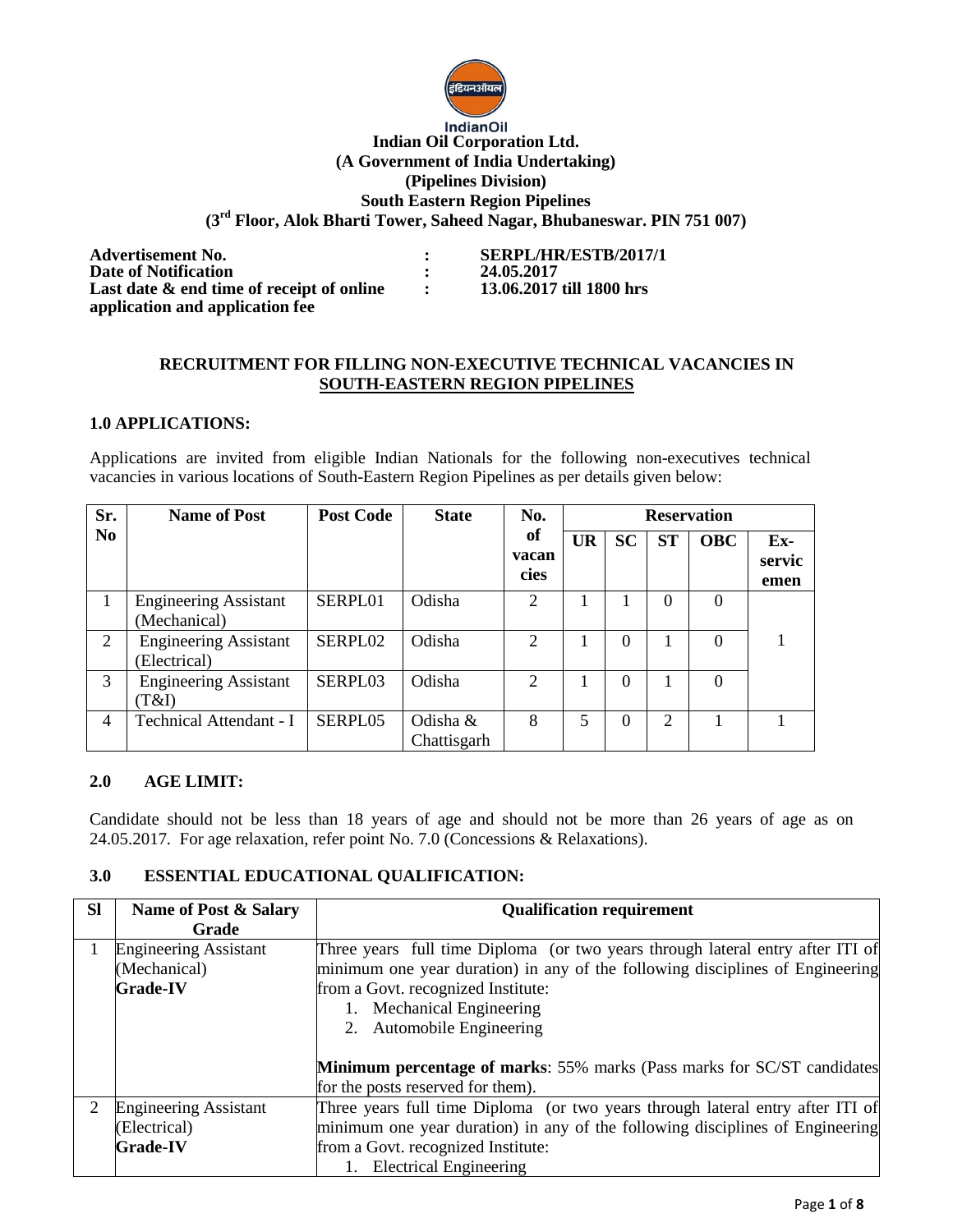IndianOil

**Indian Oil Corporation Ltd.**
**(A Government of India Undertaking)**
**(Pipelines Division)**
**South Eastern Region Pipelines**
**(3rd Floor, Alok Bharti Tower, Saheed Nagar, Bhubaneswar. PIN 751 007)**

| | | |
|---|---|---|
| **Advertisement No.** | **:** | **SERPL/HR/ESTB/2017/1** |
| **Date of Notification** | **:** | **24.05.2017** |
| **Last date & end time of receipt of online application and application fee** | **:** | **13.06.2017 till 1800 hrs** |

## RECRUITMENT FOR FILLING NON-EXECUTIVE TECHNICAL VACANCIES IN SOUTH-EASTERN REGION PIPELINES

### 1.0 APPLICATIONS:

Applications are invited from eligible Indian Nationals for the following non-executives technical vacancies in various locations of South-Eastern Region Pipelines as per details given below:

| Sr. No | Name of Post | Post Code | State | No. of vacancies | Reservation | | | | |
|---|---|---|---|---|---|---|---|---|---|
| | | | | | UR | SC | ST | OBC | Ex-servicemen |
| 1 | Engineering Assistant (Mechanical) | SERPL01 | Odisha | 2 | 1 | 1 | 0 | 0 | 1 |
| 2 | Engineering Assistant (Electrical) | SERPL02 | Odisha | 2 | 1 | 0 | 1 | 0 | |
| 3 | Engineering Assistant (T&I) | SERPL03 | Odisha | 2 | 1 | 0 | 1 | 0 | |
| 4 | Technical Attendant - I | SERPL05 | Odisha & Chattisgarh | 8 | 5 | 0 | 2 | 1 | 1 |

### 2.0 AGE LIMIT:

Candidate should not be less than 18 years of age and should not be more than 26 years of age as on 24.05.2017. For age relaxation, refer point No. 7.0 (Concessions & Relaxations).

### 3.0 ESSENTIAL EDUCATIONAL QUALIFICATION:

| Sl | Name of Post & Salary Grade | Qualification requirement |
|---|---|---|
| 1 | Engineering Assistant (Mechanical) **Grade-IV** | Three years full time Diploma (or two years through lateral entry after ITI of minimum one year duration) in any of the following disciplines of Engineering from a Govt. recognized Institute: 1. Mechanical Engineering 2. Automobile Engineering **Minimum percentage of marks**: 55% marks (Pass marks for SC/ST candidates for the posts reserved for them). |
| 2 | Engineering Assistant (Electrical) **Grade-IV** | Three years full time Diploma (or two years through lateral entry after ITI of minimum one year duration) in any of the following disciplines of Engineering from a Govt. recognized Institute: 1. Electrical Engineering |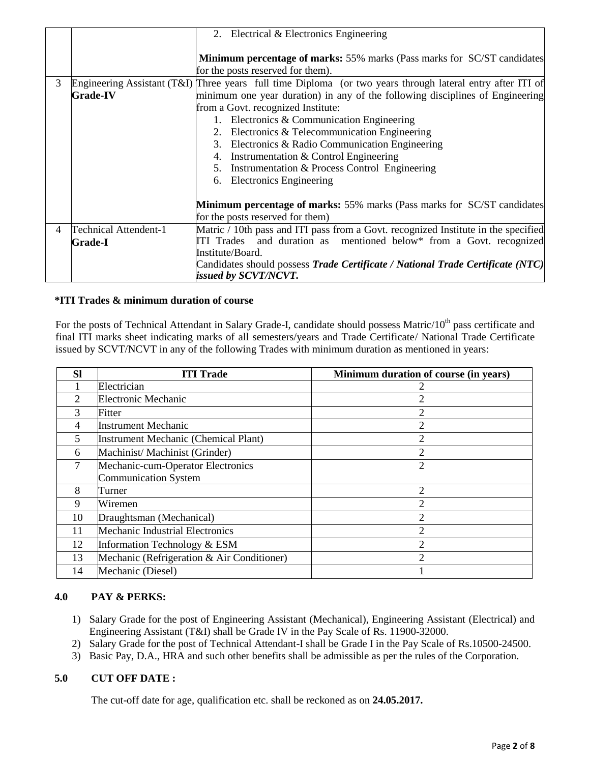| | | |
|---|---|---|
| | | 2. Electrical & Electronics Engineering<br><br>**Minimum percentage of marks:** 55% marks (Pass marks for SC/ST candidates for the posts reserved for them). |
| 3 | Engineering Assistant (T&I) **Grade-IV** | Three years full time Diploma (or two years through lateral entry after ITI of minimum one year duration) in any of the following disciplines of Engineering from a Govt. recognized Institute:<br>1. Electronics & Communication Engineering<br>2. Electronics & Telecommunication Engineering<br>3. Electronics & Radio Communication Engineering<br>4. Instrumentation & Control Engineering<br>5. Instrumentation & Process Control Engineering<br>6. Electronics Engineering<br><br>**Minimum percentage of marks:** 55% marks (Pass marks for SC/ST candidates for the posts reserved for them) |
| 4 | Technical Attendent-1 **Grade-I** | Matric / 10th pass and ITI pass from a Govt. recognized Institute in the specified ITI Trades and duration as mentioned below* from a Govt. recognized Institute/Board.<br>Candidates should possess ***Trade Certificate / National Trade Certificate (NTC) issued by SCVT/NCVT.*** |

**\*ITI Trades & minimum duration of course**

For the posts of Technical Attendant in Salary Grade-I, candidate should possess Matric/10th pass certificate and final ITI marks sheet indicating marks of all semesters/years and Trade Certificate/ National Trade Certificate issued by SCVT/NCVT in any of the following Trades with minimum duration as mentioned in years:

| Sl | ITI Trade | Minimum duration of course (in years) |
|---|---|---|
| 1 | Electrician | 2 |
| 2 | Electronic Mechanic | 2 |
| 3 | Fitter | 2 |
| 4 | Instrument Mechanic | 2 |
| 5 | Instrument Mechanic (Chemical Plant) | 2 |
| 6 | Machinist/ Machinist (Grinder) | 2 |
| 7 | Mechanic-cum-Operator Electronics Communication System | 2 |
| 8 | Turner | 2 |
| 9 | Wiremen | 2 |
| 10 | Draughtsman (Mechanical) | 2 |
| 11 | Mechanic Industrial Electronics | 2 |
| 12 | Information Technology & ESM | 2 |
| 13 | Mechanic (Refrigeration & Air Conditioner) | 2 |
| 14 | Mechanic (Diesel) | 1 |

## 4.0 PAY & PERKS:

1) Salary Grade for the post of Engineering Assistant (Mechanical), Engineering Assistant (Electrical) and Engineering Assistant (T&I) shall be Grade IV in the Pay Scale of Rs. 11900-32000.
2) Salary Grade for the post of Technical Attendant-I shall be Grade I in the Pay Scale of Rs.10500-24500.
3) Basic Pay, D.A., HRA and such other benefits shall be admissible as per the rules of the Corporation.

## 5.0 CUT OFF DATE :

The cut-off date for age, qualification etc. shall be reckoned as on **24.05.2017.**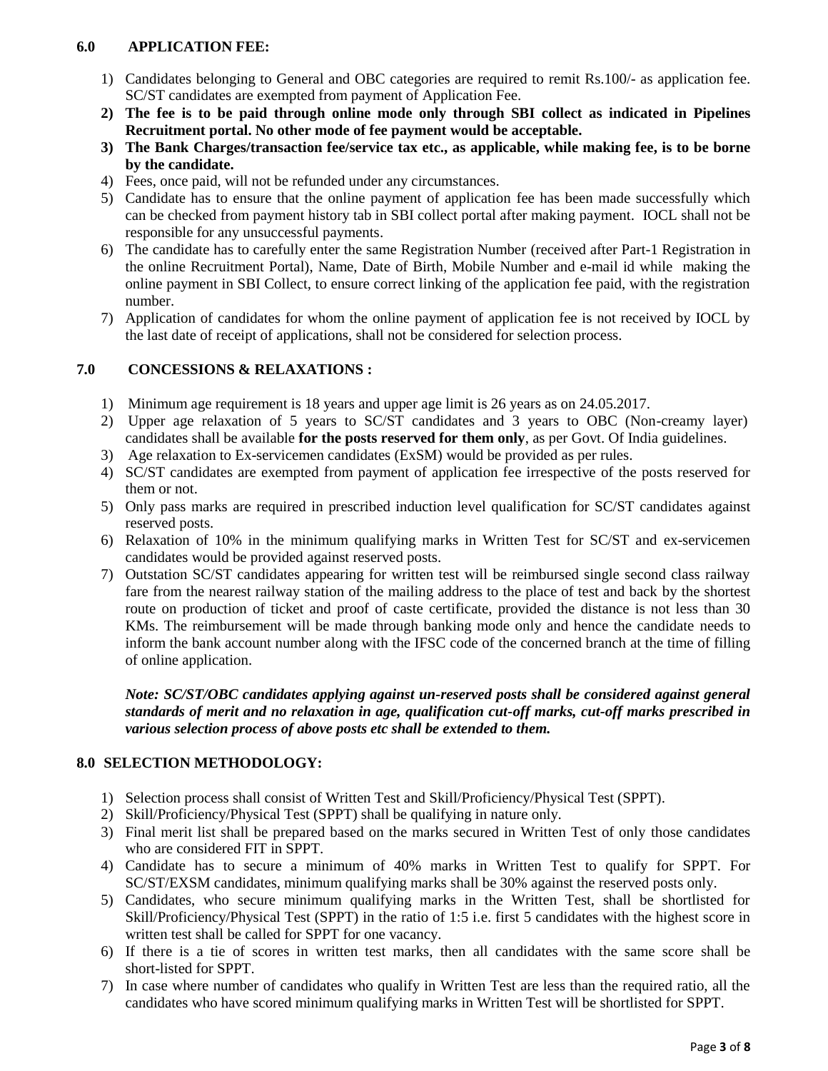## 6.0 APPLICATION FEE:

1) Candidates belonging to General and OBC categories are required to remit Rs.100/- as application fee. SC/ST candidates are exempted from payment of Application Fee.
2) **The fee is to be paid through online mode only through SBI collect as indicated in Pipelines Recruitment portal. No other mode of fee payment would be acceptable.**
3) **The Bank Charges/transaction fee/service tax etc., as applicable, while making fee, is to be borne by the candidate.**
4) Fees, once paid, will not be refunded under any circumstances.
5) Candidate has to ensure that the online payment of application fee has been made successfully which can be checked from payment history tab in SBI collect portal after making payment. IOCL shall not be responsible for any unsuccessful payments.
6) The candidate has to carefully enter the same Registration Number (received after Part-1 Registration in the online Recruitment Portal), Name, Date of Birth, Mobile Number and e-mail id while making the online payment in SBI Collect, to ensure correct linking of the application fee paid, with the registration number.
7) Application of candidates for whom the online payment of application fee is not received by IOCL by the last date of receipt of applications, shall not be considered for selection process.

## 7.0 CONCESSIONS & RELAXATIONS :

1) Minimum age requirement is 18 years and upper age limit is 26 years as on 24.05.2017.
2) Upper age relaxation of 5 years to SC/ST candidates and 3 years to OBC (Non-creamy layer) candidates shall be available **for the posts reserved for them only**, as per Govt. Of India guidelines.
3) Age relaxation to Ex-servicemen candidates (ExSM) would be provided as per rules.
4) SC/ST candidates are exempted from payment of application fee irrespective of the posts reserved for them or not.
5) Only pass marks are required in prescribed induction level qualification for SC/ST candidates against reserved posts.
6) Relaxation of 10% in the minimum qualifying marks in Written Test for SC/ST and ex-servicemen candidates would be provided against reserved posts.
7) Outstation SC/ST candidates appearing for written test will be reimbursed single second class railway fare from the nearest railway station of the mailing address to the place of test and back by the shortest route on production of ticket and proof of caste certificate, provided the distance is not less than 30 KMs. The reimbursement will be made through banking mode only and hence the candidate needs to inform the bank account number along with the IFSC code of the concerned branch at the time of filling of online application.

***Note: SC/ST/OBC candidates applying against un-reserved posts shall be considered against general standards of merit and no relaxation in age, qualification cut-off marks, cut-off marks prescribed in various selection process of above posts etc shall be extended to them.***

## 8.0 SELECTION METHODOLOGY:

1) Selection process shall consist of Written Test and Skill/Proficiency/Physical Test (SPPT).
2) Skill/Proficiency/Physical Test (SPPT) shall be qualifying in nature only.
3) Final merit list shall be prepared based on the marks secured in Written Test of only those candidates who are considered FIT in SPPT.
4) Candidate has to secure a minimum of 40% marks in Written Test to qualify for SPPT. For SC/ST/EXSM candidates, minimum qualifying marks shall be 30% against the reserved posts only.
5) Candidates, who secure minimum qualifying marks in the Written Test, shall be shortlisted for Skill/Proficiency/Physical Test (SPPT) in the ratio of 1:5 i.e. first 5 candidates with the highest score in written test shall be called for SPPT for one vacancy.
6) If there is a tie of scores in written test marks, then all candidates with the same score shall be short-listed for SPPT.
7) In case where number of candidates who qualify in Written Test are less than the required ratio, all the candidates who have scored minimum qualifying marks in Written Test will be shortlisted for SPPT.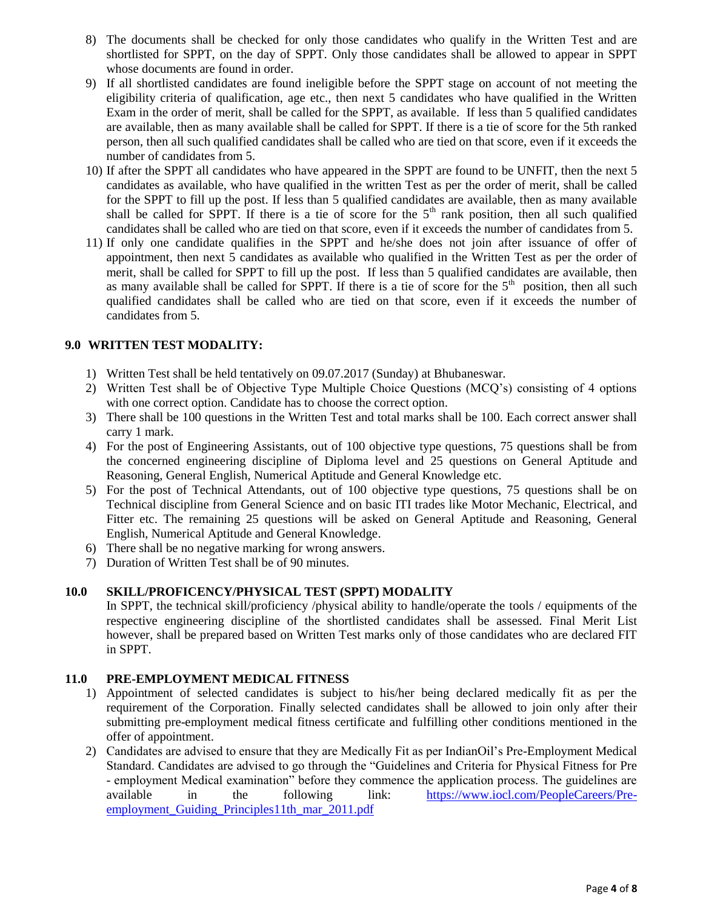8) The documents shall be checked for only those candidates who qualify in the Written Test and are shortlisted for SPPT, on the day of SPPT. Only those candidates shall be allowed to appear in SPPT whose documents are found in order.
9) If all shortlisted candidates are found ineligible before the SPPT stage on account of not meeting the eligibility criteria of qualification, age etc., then next 5 candidates who have qualified in the Written Exam in the order of merit, shall be called for the SPPT, as available. If less than 5 qualified candidates are available, then as many available shall be called for SPPT. If there is a tie of score for the 5th ranked person, then all such qualified candidates shall be called who are tied on that score, even if it exceeds the number of candidates from 5.
10) If after the SPPT all candidates who have appeared in the SPPT are found to be UNFIT, then the next 5 candidates as available, who have qualified in the written Test as per the order of merit, shall be called for the SPPT to fill up the post. If less than 5 qualified candidates are available, then as many available shall be called for SPPT. If there is a tie of score for the 5th rank position, then all such qualified candidates shall be called who are tied on that score, even if it exceeds the number of candidates from 5.
11) If only one candidate qualifies in the SPPT and he/she does not join after issuance of offer of appointment, then next 5 candidates as available who qualified in the Written Test as per the order of merit, shall be called for SPPT to fill up the post. If less than 5 qualified candidates are available, then as many available shall be called for SPPT. If there is a tie of score for the 5th position, then all such qualified candidates shall be called who are tied on that score, even if it exceeds the number of candidates from 5.

## 9.0 WRITTEN TEST MODALITY:

1) Written Test shall be held tentatively on 09.07.2017 (Sunday) at Bhubaneswar.
2) Written Test shall be of Objective Type Multiple Choice Questions (MCQ's) consisting of 4 options with one correct option. Candidate has to choose the correct option.
3) There shall be 100 questions in the Written Test and total marks shall be 100. Each correct answer shall carry 1 mark.
4) For the post of Engineering Assistants, out of 100 objective type questions, 75 questions shall be from the concerned engineering discipline of Diploma level and 25 questions on General Aptitude and Reasoning, General English, Numerical Aptitude and General Knowledge etc.
5) For the post of Technical Attendants, out of 100 objective type questions, 75 questions shall be on Technical discipline from General Science and on basic ITI trades like Motor Mechanic, Electrical, and Fitter etc. The remaining 25 questions will be asked on General Aptitude and Reasoning, General English, Numerical Aptitude and General Knowledge.
6) There shall be no negative marking for wrong answers.
7) Duration of Written Test shall be of 90 minutes.

## 10.0 SKILL/PROFICENCY/PHYSICAL TEST (SPPT) MODALITY

In SPPT, the technical skill/proficiency /physical ability to handle/operate the tools / equipments of the respective engineering discipline of the shortlisted candidates shall be assessed. Final Merit List however, shall be prepared based on Written Test marks only of those candidates who are declared FIT in SPPT.

## 11.0 PRE-EMPLOYMENT MEDICAL FITNESS

1) Appointment of selected candidates is subject to his/her being declared medically fit as per the requirement of the Corporation. Finally selected candidates shall be allowed to join only after their submitting pre-employment medical fitness certificate and fulfilling other conditions mentioned in the offer of appointment.
2) Candidates are advised to ensure that they are Medically Fit as per IndianOil's Pre-Employment Medical Standard. Candidates are advised to go through the "Guidelines and Criteria for Physical Fitness for Pre - employment Medical examination" before they commence the application process. The guidelines are available in the following link: https://www.iocl.com/PeopleCareers/Pre-employment_Guiding_Principles11th_mar_2011.pdf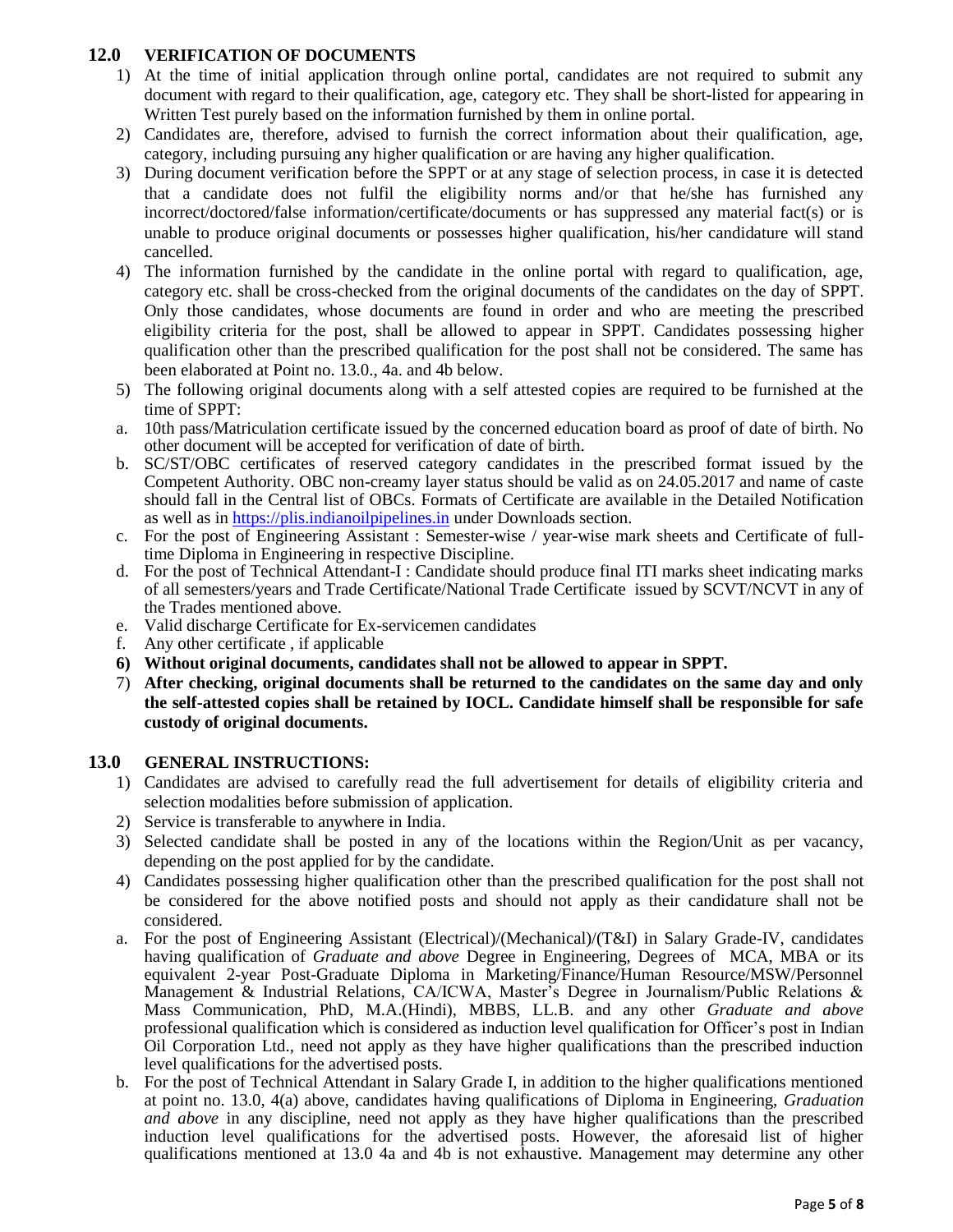## 12.0 VERIFICATION OF DOCUMENTS

1) At the time of initial application through online portal, candidates are not required to submit any document with regard to their qualification, age, category etc. They shall be short-listed for appearing in Written Test purely based on the information furnished by them in online portal.
2) Candidates are, therefore, advised to furnish the correct information about their qualification, age, category, including pursuing any higher qualification or are having any higher qualification.
3) During document verification before the SPPT or at any stage of selection process, in case it is detected that a candidate does not fulfil the eligibility norms and/or that he/she has furnished any incorrect/doctored/false information/certificate/documents or has suppressed any material fact(s) or is unable to produce original documents or possesses higher qualification, his/her candidature will stand cancelled.
4) The information furnished by the candidate in the online portal with regard to qualification, age, category etc. shall be cross-checked from the original documents of the candidates on the day of SPPT. Only those candidates, whose documents are found in order and who are meeting the prescribed eligibility criteria for the post, shall be allowed to appear in SPPT. Candidates possessing higher qualification other than the prescribed qualification for the post shall not be considered. The same has been elaborated at Point no. 13.0., 4a. and 4b below.
5) The following original documents along with a self attested copies are required to be furnished at the time of SPPT:

   a. 10th pass/Matriculation certificate issued by the concerned education board as proof of date of birth. No other document will be accepted for verification of date of birth.

   b. SC/ST/OBC certificates of reserved category candidates in the prescribed format issued by the Competent Authority. OBC non-creamy layer status should be valid as on 24.05.2017 and name of caste should fall in the Central list of OBCs. Formats of Certificate are available in the Detailed Notification as well as in https://plis.indianoilpipelines.in under Downloads section.

   c. For the post of Engineering Assistant : Semester-wise / year-wise mark sheets and Certificate of full-time Diploma in Engineering in respective Discipline.

   d. For the post of Technical Attendant-I : Candidate should produce final ITI marks sheet indicating marks of all semesters/years and Trade Certificate/National Trade Certificate issued by SCVT/NCVT in any of the Trades mentioned above.

   e. Valid discharge Certificate for Ex-servicemen candidates

   f. Any other certificate , if applicable

6) **Without original documents, candidates shall not be allowed to appear in SPPT.**
7) **After checking, original documents shall be returned to the candidates on the same day and only the self-attested copies shall be retained by IOCL. Candidate himself shall be responsible for safe custody of original documents.**

## 13.0 GENERAL INSTRUCTIONS:

1) Candidates are advised to carefully read the full advertisement for details of eligibility criteria and selection modalities before submission of application.
2) Service is transferable to anywhere in India.
3) Selected candidate shall be posted in any of the locations within the Region/Unit as per vacancy, depending on the post applied for by the candidate.
4) Candidates possessing higher qualification other than the prescribed qualification for the post shall not be considered for the above notified posts and should not apply as their candidature shall not be considered.

   a. For the post of Engineering Assistant (Electrical)/(Mechanical)/(T&I) in Salary Grade-IV, candidates having qualification of *Graduate and above* Degree in Engineering, Degrees of MCA, MBA or its equivalent 2-year Post-Graduate Diploma in Marketing/Finance/Human Resource/MSW/Personnel Management & Industrial Relations, CA/ICWA, Master's Degree in Journalism/Public Relations & Mass Communication, PhD, M.A.(Hindi), MBBS, LL.B. and any other *Graduate and above* professional qualification which is considered as induction level qualification for Officer's post in Indian Oil Corporation Ltd., need not apply as they have higher qualifications than the prescribed induction level qualifications for the advertised posts.

   b. For the post of Technical Attendant in Salary Grade I, in addition to the higher qualifications mentioned at point no. 13.0, 4(a) above, candidates having qualifications of Diploma in Engineering, *Graduation and above* in any discipline, need not apply as they have higher qualifications than the prescribed induction level qualifications for the advertised posts. However, the aforesaid list of higher qualifications mentioned at 13.0 4a and 4b is not exhaustive. Management may determine any other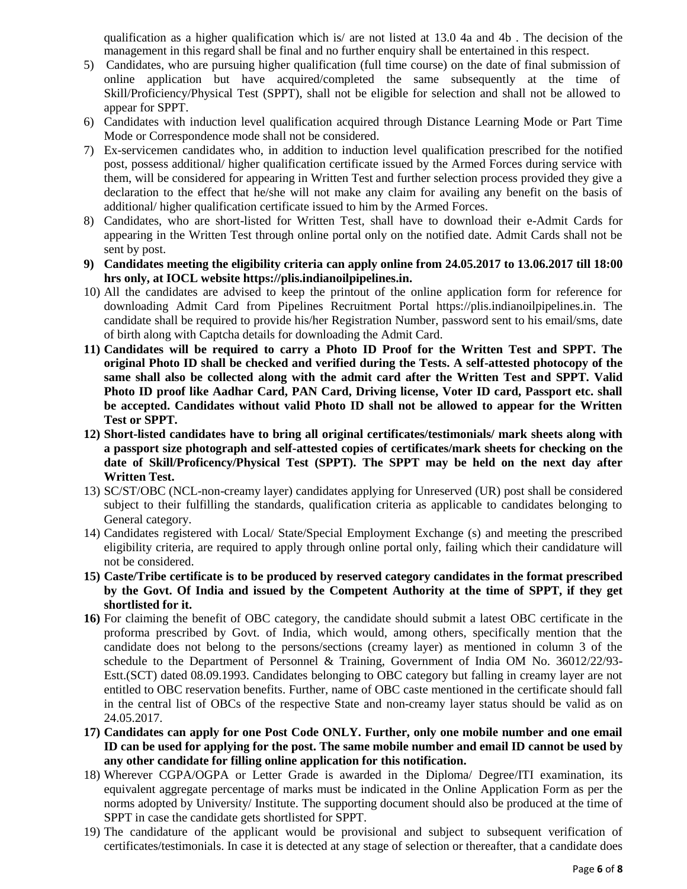qualification as a higher qualification which is/ are not listed at 13.0 4a and 4b . The decision of the management in this regard shall be final and no further enquiry shall be entertained in this respect.

5) Candidates, who are pursuing higher qualification (full time course) on the date of final submission of online application but have acquired/completed the same subsequently at the time of Skill/Proficiency/Physical Test (SPPT), shall not be eligible for selection and shall not be allowed to appear for SPPT.
6) Candidates with induction level qualification acquired through Distance Learning Mode or Part Time Mode or Correspondence mode shall not be considered.
7) Ex-servicemen candidates who, in addition to induction level qualification prescribed for the notified post, possess additional/ higher qualification certificate issued by the Armed Forces during service with them, will be considered for appearing in Written Test and further selection process provided they give a declaration to the effect that he/she will not make any claim for availing any benefit on the basis of additional/ higher qualification certificate issued to him by the Armed Forces.
8) Candidates, who are short-listed for Written Test, shall have to download their e-Admit Cards for appearing in the Written Test through online portal only on the notified date. Admit Cards shall not be sent by post.
9) **Candidates meeting the eligibility criteria can apply online from 24.05.2017 to 13.06.2017 till 18:00 hrs only, at IOCL website https://plis.indianoilpipelines.in.**
10) All the candidates are advised to keep the printout of the online application form for reference for downloading Admit Card from Pipelines Recruitment Portal https://plis.indianoilpipelines.in. The candidate shall be required to provide his/her Registration Number, password sent to his email/sms, date of birth along with Captcha details for downloading the Admit Card.
11) **Candidates will be required to carry a Photo ID Proof for the Written Test and SPPT. The original Photo ID shall be checked and verified during the Tests. A self-attested photocopy of the same shall also be collected along with the admit card after the Written Test and SPPT. Valid Photo ID proof like Aadhar Card, PAN Card, Driving license, Voter ID card, Passport etc. shall be accepted. Candidates without valid Photo ID shall not be allowed to appear for the Written Test or SPPT.**
12) **Short-listed candidates have to bring all original certificates/testimonials/ mark sheets along with a passport size photograph and self-attested copies of certificates/mark sheets for checking on the date of Skill/Proficency/Physical Test (SPPT). The SPPT may be held on the next day after Written Test.**
13) SC/ST/OBC (NCL-non-creamy layer) candidates applying for Unreserved (UR) post shall be considered subject to their fulfilling the standards, qualification criteria as applicable to candidates belonging to General category.
14) Candidates registered with Local/ State/Special Employment Exchange (s) and meeting the prescribed eligibility criteria, are required to apply through online portal only, failing which their candidature will not be considered.
15) **Caste/Tribe certificate is to be produced by reserved category candidates in the format prescribed by the Govt. Of India and issued by the Competent Authority at the time of SPPT, if they get shortlisted for it.**
16) For claiming the benefit of OBC category, the candidate should submit a latest OBC certificate in the proforma prescribed by Govt. of India, which would, among others, specifically mention that the candidate does not belong to the persons/sections (creamy layer) as mentioned in column 3 of the schedule to the Department of Personnel & Training, Government of India OM No. 36012/22/93-Estt.(SCT) dated 08.09.1993. Candidates belonging to OBC category but falling in creamy layer are not entitled to OBC reservation benefits. Further, name of OBC caste mentioned in the certificate should fall in the central list of OBCs of the respective State and non-creamy layer status should be valid as on 24.05.2017.
17) **Candidates can apply for one Post Code ONLY. Further, only one mobile number and one email ID can be used for applying for the post. The same mobile number and email ID cannot be used by any other candidate for filling online application for this notification.**
18) Wherever CGPA/OGPA or Letter Grade is awarded in the Diploma/ Degree/ITI examination, its equivalent aggregate percentage of marks must be indicated in the Online Application Form as per the norms adopted by University/ Institute. The supporting document should also be produced at the time of SPPT in case the candidate gets shortlisted for SPPT.
19) The candidature of the applicant would be provisional and subject to subsequent verification of certificates/testimonials. In case it is detected at any stage of selection or thereafter, that a candidate does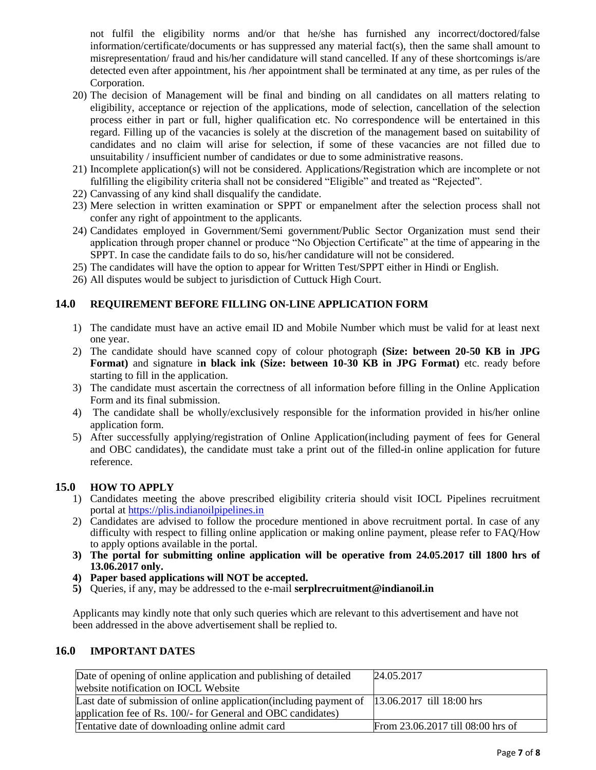not fulfil the eligibility norms and/or that he/she has furnished any incorrect/doctored/false information/certificate/documents or has suppressed any material fact(s), then the same shall amount to misrepresentation/ fraud and his/her candidature will stand cancelled. If any of these shortcomings is/are detected even after appointment, his /her appointment shall be terminated at any time, as per rules of the Corporation.

20) The decision of Management will be final and binding on all candidates on all matters relating to eligibility, acceptance or rejection of the applications, mode of selection, cancellation of the selection process either in part or full, higher qualification etc. No correspondence will be entertained in this regard. Filling up of the vacancies is solely at the discretion of the management based on suitability of candidates and no claim will arise for selection, if some of these vacancies are not filled due to unsuitability / insufficient number of candidates or due to some administrative reasons.
21) Incomplete application(s) will not be considered. Applications/Registration which are incomplete or not fulfilling the eligibility criteria shall not be considered "Eligible" and treated as "Rejected".
22) Canvassing of any kind shall disqualify the candidate.
23) Mere selection in written examination or SPPT or empanelment after the selection process shall not confer any right of appointment to the applicants.
24) Candidates employed in Government/Semi government/Public Sector Organization must send their application through proper channel or produce "No Objection Certificate" at the time of appearing in the SPPT. In case the candidate fails to do so, his/her candidature will not be considered.
25) The candidates will have the option to appear for Written Test/SPPT either in Hindi or English.
26) All disputes would be subject to jurisdiction of Cuttuck High Court.

## 14.0 REQUIREMENT BEFORE FILLING ON-LINE APPLICATION FORM

1) The candidate must have an active email ID and Mobile Number which must be valid for at least next one year.
2) The candidate should have scanned copy of colour photograph **(Size: between 20-50 KB in JPG Format)** and signature i**n black ink (Size: between 10-30 KB in JPG Format)** etc. ready before starting to fill in the application.
3) The candidate must ascertain the correctness of all information before filling in the Online Application Form and its final submission.
4) The candidate shall be wholly/exclusively responsible for the information provided in his/her online application form.
5) After successfully applying/registration of Online Application(including payment of fees for General and OBC candidates), the candidate must take a print out of the filled-in online application for future reference.

## 15.0 HOW TO APPLY

1) Candidates meeting the above prescribed eligibility criteria should visit IOCL Pipelines recruitment portal at https://plis.indianoilpipelines.in
2) Candidates are advised to follow the procedure mentioned in above recruitment portal. In case of any difficulty with respect to filling online application or making online payment, please refer to FAQ/How to apply options available in the portal.
3) **The portal for submitting online application will be operative from 24.05.2017 till 1800 hrs of 13.06.2017 only.**
4) **Paper based applications will NOT be accepted.**
5) Queries, if any, may be addressed to the e-mail **serplrecruitment@indianoil.in**

Applicants may kindly note that only such queries which are relevant to this advertisement and have not been addressed in the above advertisement shall be replied to.

## 16.0 IMPORTANT DATES

| | |
|---|---|
| Date of opening of online application and publishing of detailed website notification on IOCL Website | 24.05.2017 |
| Last date of submission of online application(including payment of application fee of Rs. 100/- for General and OBC candidates) | 13.06.2017 till 18:00 hrs |
| Tentative date of downloading online admit card | From 23.06.2017 till 08:00 hrs of |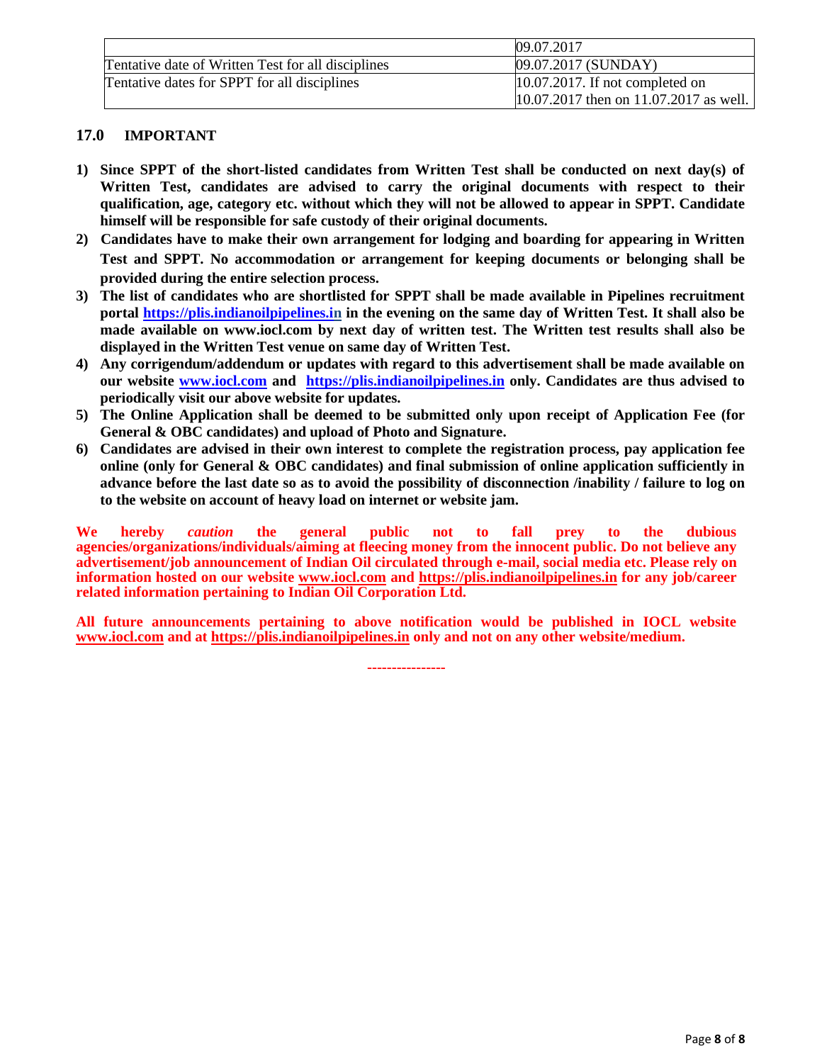| | |
|---|---|
| | 09.07.2017 |
| Tentative date of Written Test for all disciplines | 09.07.2017 (SUNDAY) |
| Tentative dates for SPPT for all disciplines | 10.07.2017. If not completed on 10.07.2017 then on 11.07.2017 as well. |

## 17.0 IMPORTANT

1) **Since SPPT of the short-listed candidates from Written Test shall be conducted on next day(s) of Written Test, candidates are advised to carry the original documents with respect to their qualification, age, category etc. without which they will not be allowed to appear in SPPT. Candidate himself will be responsible for safe custody of their original documents.**
2) **Candidates have to make their own arrangement for lodging and boarding for appearing in Written Test and SPPT. No accommodation or arrangement for keeping documents or belonging shall be provided during the entire selection process.**
3) **The list of candidates who are shortlisted for SPPT shall be made available in Pipelines recruitment portal https://plis.indianoilpipelines.in in the evening on the same day of Written Test. It shall also be made available on www.iocl.com by next day of written test. The Written test results shall also be displayed in the Written Test venue on same day of Written Test.**
4) **Any corrigendum/addendum or updates with regard to this advertisement shall be made available on our website www.iocl.com and https://plis.indianoilpipelines.in only. Candidates are thus advised to periodically visit our above website for updates.**
5) **The Online Application shall be deemed to be submitted only upon receipt of Application Fee (for General & OBC candidates) and upload of Photo and Signature.**
6) **Candidates are advised in their own interest to complete the registration process, pay application fee online (only for General & OBC candidates) and final submission of online application sufficiently in advance before the last date so as to avoid the possibility of disconnection /inability / failure to log on to the website on account of heavy load on internet or website jam.**

**We hereby *caution* the general public not to fall prey to the dubious agencies/organizations/individuals/aiming at fleecing money from the innocent public. Do not believe any advertisement/job announcement of Indian Oil circulated through e-mail, social media etc. Please rely on information hosted on our website www.iocl.com and https://plis.indianoilpipelines.in for any job/career related information pertaining to Indian Oil Corporation Ltd.**

**All future announcements pertaining to above notification would be published in IOCL website www.iocl.com and at https://plis.indianoilpipelines.in only and not on any other website/medium.**

----------------